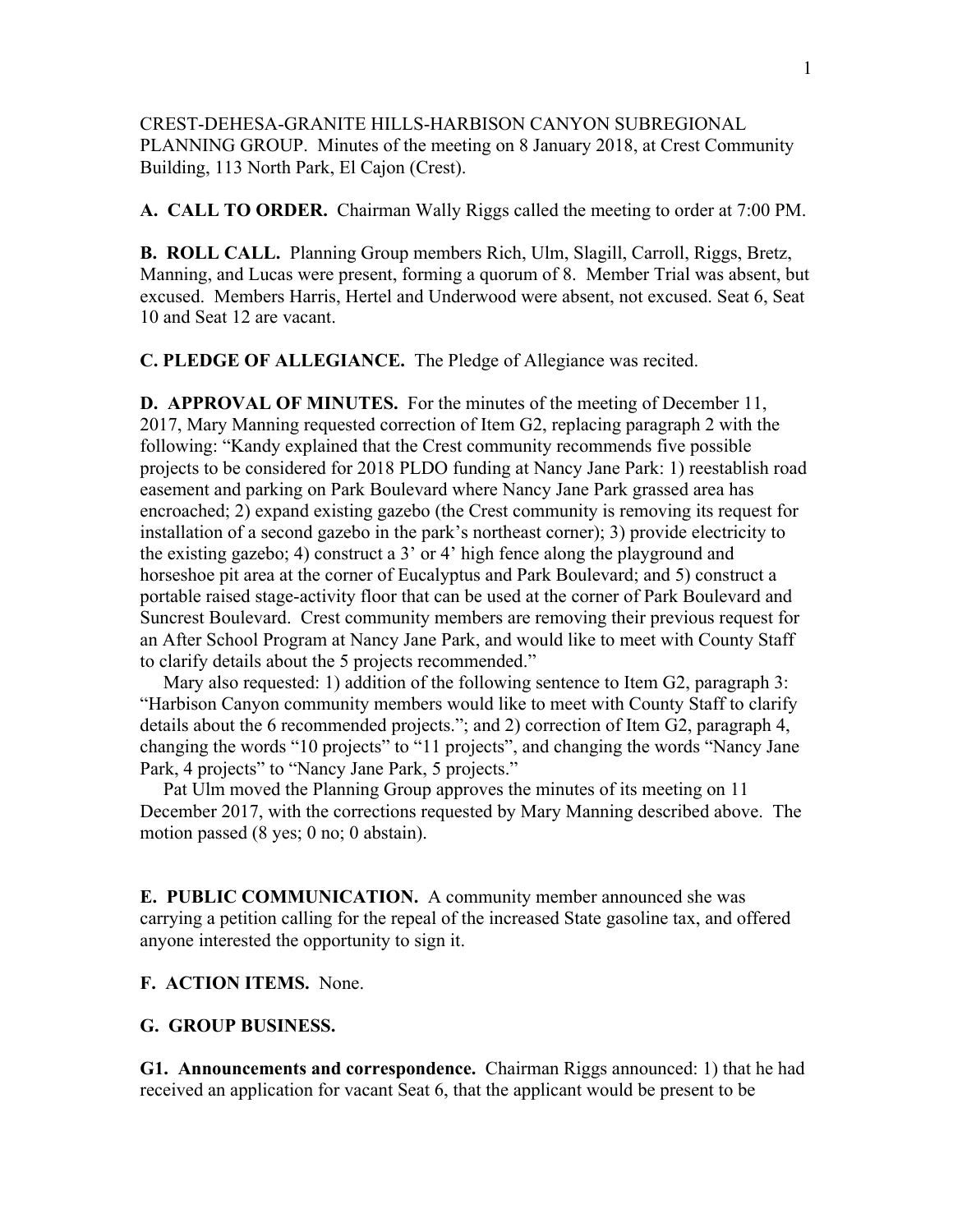CREST-DEHESA-GRANITE HILLS-HARBISON CANYON SUBREGIONAL PLANNING GROUP. Minutes of the meeting on 8 January 2018, at Crest Community Building, 113 North Park, El Cajon (Crest).

**A. CALL TO ORDER.** Chairman Wally Riggs called the meeting to order at 7:00 PM.

**B. ROLL CALL.** Planning Group members Rich, Ulm, Slagill, Carroll, Riggs, Bretz, Manning, and Lucas were present, forming a quorum of 8. Member Trial was absent, but excused. Members Harris, Hertel and Underwood were absent, not excused. Seat 6, Seat 10 and Seat 12 are vacant.

**C. PLEDGE OF ALLEGIANCE.** The Pledge of Allegiance was recited.

**D. APPROVAL OF MINUTES.** For the minutes of the meeting of December 11, 2017, Mary Manning requested correction of Item G2, replacing paragraph 2 with the following: "Kandy explained that the Crest community recommends five possible projects to be considered for 2018 PLDO funding at Nancy Jane Park: 1) reestablish road easement and parking on Park Boulevard where Nancy Jane Park grassed area has encroached; 2) expand existing gazebo (the Crest community is removing its request for installation of a second gazebo in the park's northeast corner); 3) provide electricity to the existing gazebo; 4) construct a 3' or 4' high fence along the playground and horseshoe pit area at the corner of Eucalyptus and Park Boulevard; and 5) construct a portable raised stage-activity floor that can be used at the corner of Park Boulevard and Suncrest Boulevard. Crest community members are removing their previous request for an After School Program at Nancy Jane Park, and would like to meet with County Staff to clarify details about the 5 projects recommended."

Mary also requested: 1) addition of the following sentence to Item G2, paragraph 3: "Harbison Canyon community members would like to meet with County Staff to clarify details about the 6 recommended projects."; and 2) correction of Item G2, paragraph 4, changing the words "10 projects" to "11 projects", and changing the words "Nancy Jane Park, 4 projects" to "Nancy Jane Park, 5 projects."

Pat Ulm moved the Planning Group approves the minutes of its meeting on 11 December 2017, with the corrections requested by Mary Manning described above. The motion passed (8 yes; 0 no; 0 abstain).

**E. PUBLIC COMMUNICATION.** A community member announced she was carrying a petition calling for the repeal of the increased State gasoline tax, and offered anyone interested the opportunity to sign it.

**F. ACTION ITEMS.** None.

**G. GROUP BUSINESS.**

**G1. Announcements and correspondence.** Chairman Riggs announced: 1) that he had received an application for vacant Seat 6, that the applicant would be present to be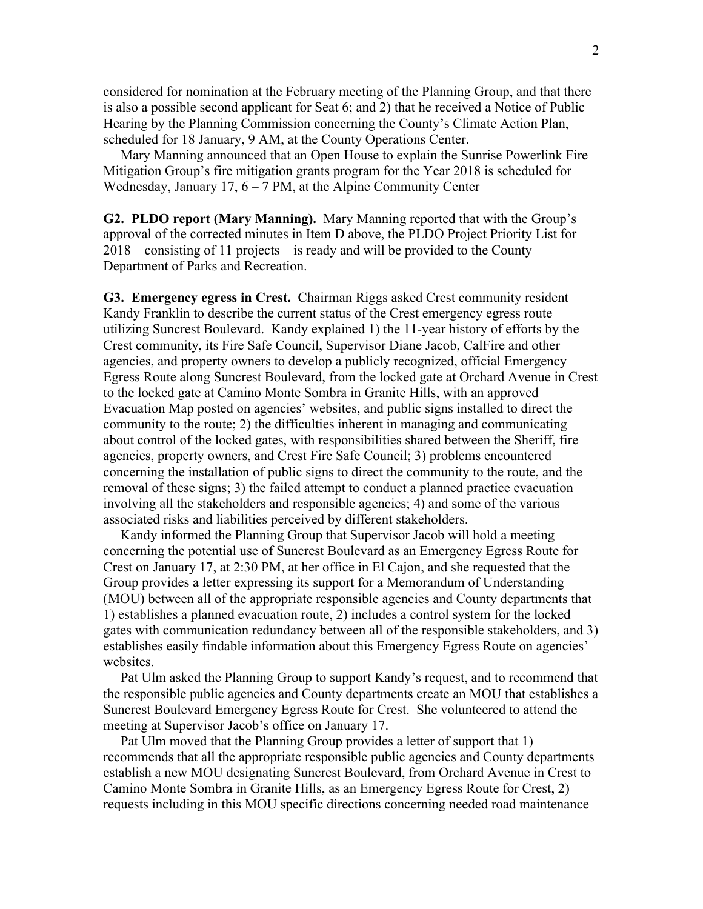considered for nomination at the February meeting of the Planning Group, and that there is also a possible second applicant for Seat 6; and 2) that he received a Notice of Public Hearing by the Planning Commission concerning the County's Climate Action Plan, scheduled for 18 January, 9 AM, at the County Operations Center.

Mary Manning announced that an Open House to explain the Sunrise Powerlink Fire Mitigation Group's fire mitigation grants program for the Year 2018 is scheduled for Wednesday, January 17, 6 – 7 PM, at the Alpine Community Center

**G2. PLDO report (Mary Manning).** Mary Manning reported that with the Group's approval of the corrected minutes in Item D above, the PLDO Project Priority List for 2018 – consisting of 11 projects – is ready and will be provided to the County Department of Parks and Recreation.

**G3. Emergency egress in Crest.** Chairman Riggs asked Crest community resident Kandy Franklin to describe the current status of the Crest emergency egress route utilizing Suncrest Boulevard. Kandy explained 1) the 11-year history of efforts by the Crest community, its Fire Safe Council, Supervisor Diane Jacob, CalFire and other agencies, and property owners to develop a publicly recognized, official Emergency Egress Route along Suncrest Boulevard, from the locked gate at Orchard Avenue in Crest to the locked gate at Camino Monte Sombra in Granite Hills, with an approved Evacuation Map posted on agencies' websites, and public signs installed to direct the community to the route; 2) the difficulties inherent in managing and communicating about control of the locked gates, with responsibilities shared between the Sheriff, fire agencies, property owners, and Crest Fire Safe Council; 3) problems encountered concerning the installation of public signs to direct the community to the route, and the removal of these signs; 3) the failed attempt to conduct a planned practice evacuation involving all the stakeholders and responsible agencies; 4) and some of the various associated risks and liabilities perceived by different stakeholders.

Kandy informed the Planning Group that Supervisor Jacob will hold a meeting concerning the potential use of Suncrest Boulevard as an Emergency Egress Route for Crest on January 17, at 2:30 PM, at her office in El Cajon, and she requested that the Group provides a letter expressing its support for a Memorandum of Understanding (MOU) between all of the appropriate responsible agencies and County departments that 1) establishes a planned evacuation route, 2) includes a control system for the locked gates with communication redundancy between all of the responsible stakeholders, and 3) establishes easily findable information about this Emergency Egress Route on agencies' websites.

Pat Ulm asked the Planning Group to support Kandy's request, and to recommend that the responsible public agencies and County departments create an MOU that establishes a Suncrest Boulevard Emergency Egress Route for Crest. She volunteered to attend the meeting at Supervisor Jacob's office on January 17.

Pat Ulm moved that the Planning Group provides a letter of support that 1) recommends that all the appropriate responsible public agencies and County departments establish a new MOU designating Suncrest Boulevard, from Orchard Avenue in Crest to Camino Monte Sombra in Granite Hills, as an Emergency Egress Route for Crest, 2) requests including in this MOU specific directions concerning needed road maintenance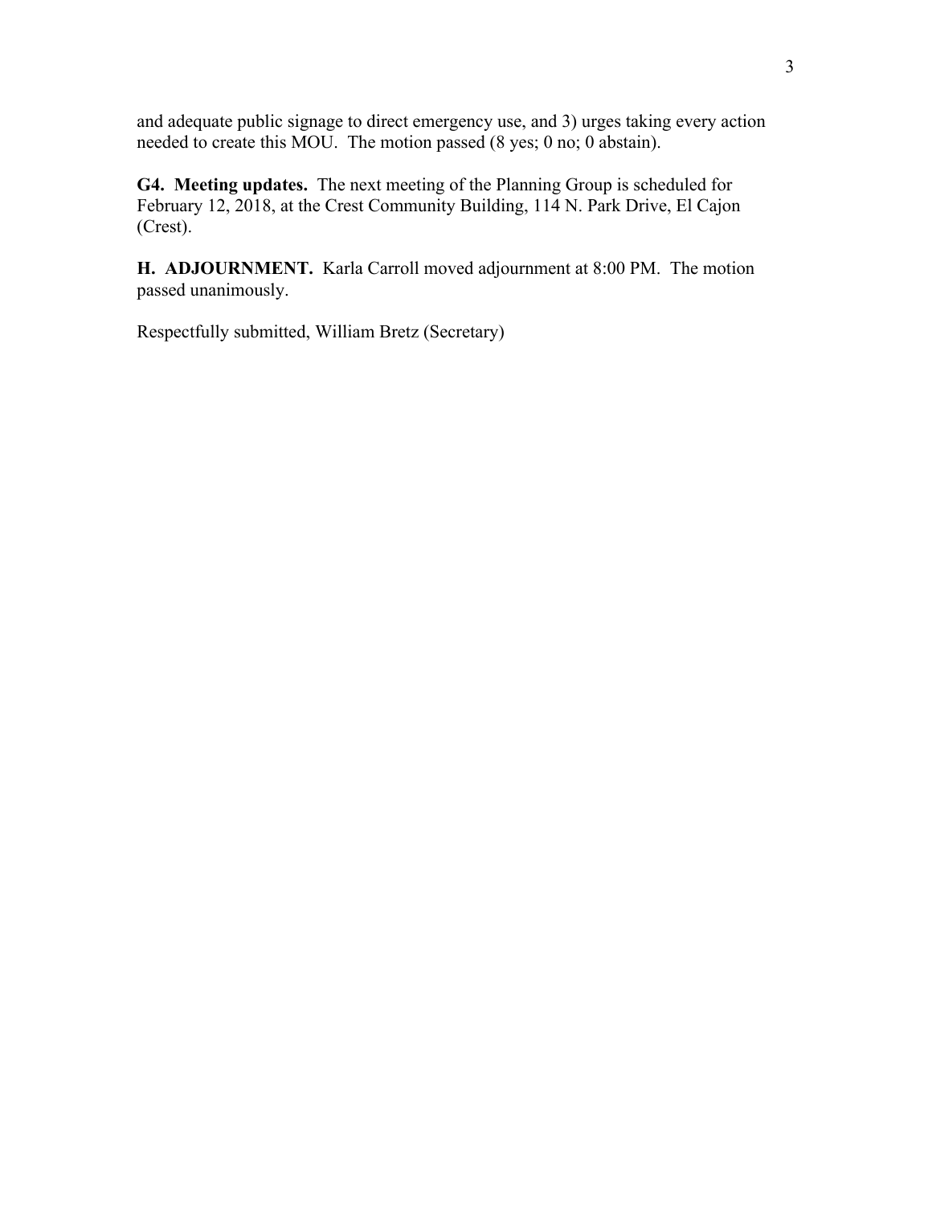and adequate public signage to direct emergency use, and 3) urges taking every action needed to create this MOU. The motion passed (8 yes; 0 no; 0 abstain).

**G4. Meeting updates.** The next meeting of the Planning Group is scheduled for February 12, 2018, at the Crest Community Building, 114 N. Park Drive, El Cajon (Crest).

**H. ADJOURNMENT.** Karla Carroll moved adjournment at 8:00 PM. The motion passed unanimously.

Respectfully submitted, William Bretz (Secretary)